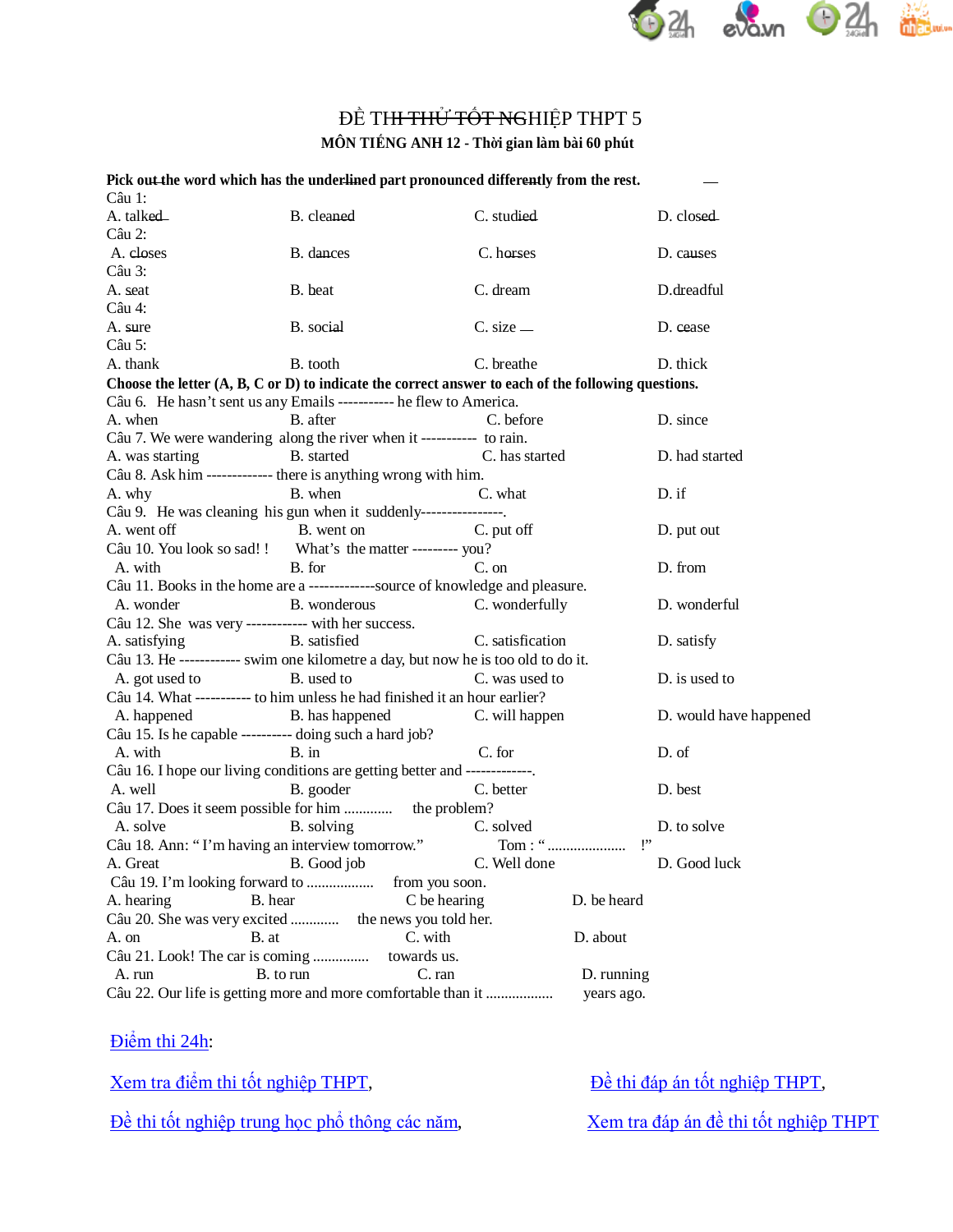# ĐỀ THI THỬ TỐT NGHIỆP THPT 5

**MÔN TIẾNG ANH 12 - Thời gian làm bài 60 phút**

**Pick out the word which has the underlined part pronounced differently from the rest.**

Câu 1:
A. talked B. cleaned C. studied D. closed

Câu 2:
A. closes B. dances C. horses D. causes

Câu 3:
A. seat B. beat C. dream D.dreadful

Câu 4:
A. sure B. social C. size D. cease

Câu 5:
A. thank B. tooth C. breathe D. thick

**Choose the letter (A, B, C or D) to indicate the correct answer to each of the following questions.**

Câu 6. He hasn't sent us any Emails ----------- he flew to America.
A. when B. after C. before D. since

Câu 7. We were wandering along the river when it ----------- to rain.
A. was starting B. started C. has started D. had started

Câu 8. Ask him ------------- there is anything wrong with him.
A. why B. when C. what D. if

Câu 9. He was cleaning his gun when it suddenly----------------.
A. went off B. went on C. put off D. put out

Câu 10. You look so sad! ! What's the matter --------- you?
A. with B. for C. on D. from

Câu 11. Books in the home are a -------------source of knowledge and pleasure.
A. wonder B. wonderous C. wonderfully D. wonderful

Câu 12. She was very ------------ with her success.
A. satisfying B. satisfied C. satisfication D. satisfy

Câu 13. He ------------ swim one kilometre a day, but now he is too old to do it.
A. got used to B. used to C. was used to D. is used to

Câu 14. What ----------- to him unless he had finished it an hour earlier?
A. happened B. has happened C. will happen D. would have happened

Câu 15. Is he capable ---------- doing such a hard job?
A. with B. in C. for D. of

Câu 16. I hope our living conditions are getting better and -------------.
A. well B. gooder C. better D. best

Câu 17. Does it seem possible for him ............. the problem?
A. solve B. solving C. solved D. to solve

Câu 18. Ann: " I'm having an interview tomorrow." Tom : " ..................... !"
A. Great B. Good job C. Well done D. Good luck

Câu 19. I'm looking forward to .................. from you soon.
A. hearing B. hear C be hearing D. be heard

Câu 20. She was very excited ............ the news you told her.
A. on B. at C. with D. about

Câu 21. Look! The car is coming ............... towards us.
A. run B. to run C. ran D. running

Câu 22. Our life is getting more and more comfortable than it .................. years ago.

Điểm thi 24h:

Xem tra điểm thi tốt nghiệp THPT, Đề thi đáp án tốt nghiệp THPT,

Đề thi tốt nghiệp trung học phổ thông các năm, Xem tra đáp án đề thi tốt nghiệp THPT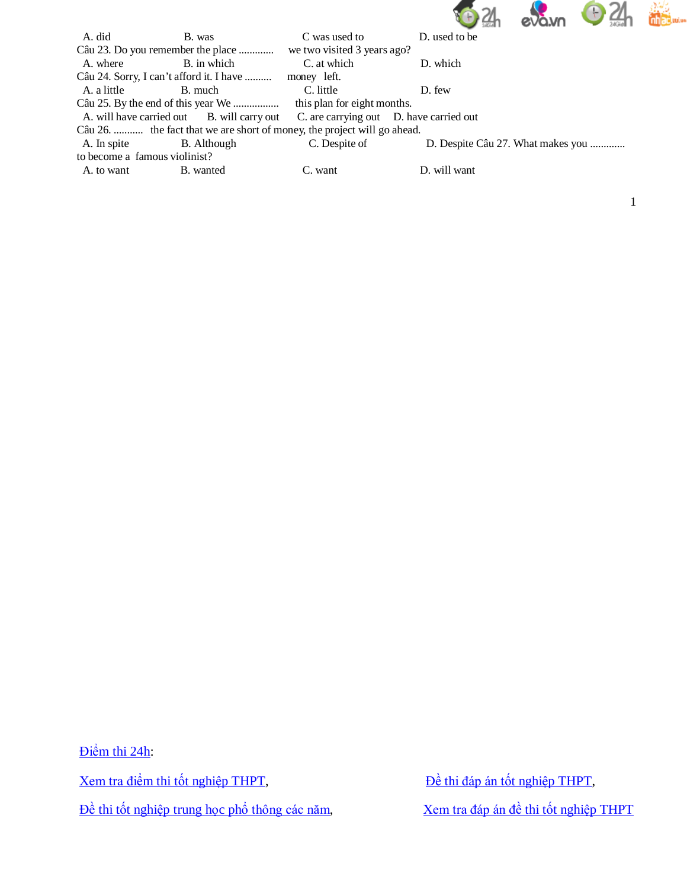A. did B. was C was used to D. used to be

Câu 23. Do you remember the place ............. we two visited 3 years ago?

A. where B. in which C. at which D. which

Câu 24. Sorry, I can't afford it. I have .......... money left.

A. a little B. much C. little D. few

Câu 25. By the end of this year We ................. this plan for eight months.

A. will have carried out B. will carry out C. are carrying out D. have carried out

Câu 26. ........... the fact that we are short of money, the project will go ahead.

A. In spite B. Although C. Despite of D. Despite

Câu 27. What makes you ............. to become a famous violinist?

A. to want B. wanted C. want D. will want

Điểm thi 24h:

Xem tra điểm thi tốt nghiệp THPT, Đề thi đáp án tốt nghiệp THPT,

Đề thi tốt nghiệp trung học phổ thông các năm, Xem tra đáp án đề thi tốt nghiệp THPT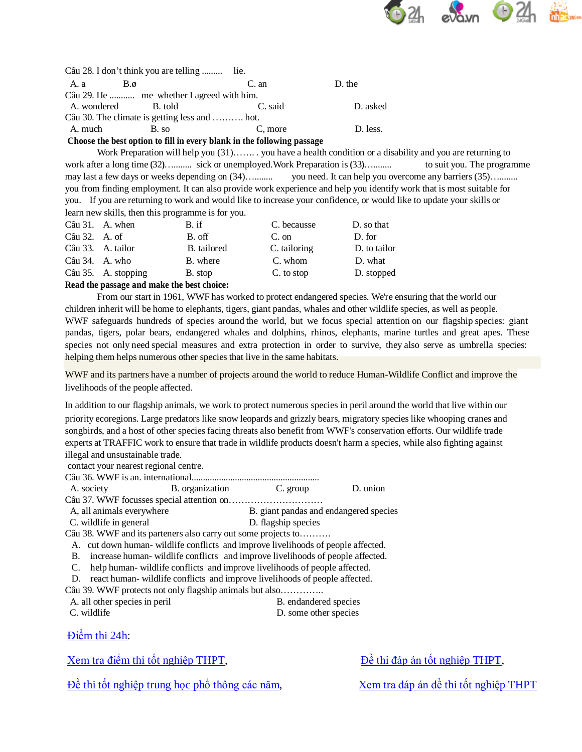Câu 28. I don't think you are telling ......... lie.

A. a B.ø C. an D. the

Câu 29. He ........... me whether I agreed with him.

A. wondered B. told C. said D. asked

Câu 30. The climate is getting less and ………. hot.

A. much B. so C, more D. less.

**Choose the best option to fill in every blank in the following passage**

Work Preparation will help you (31)……. . you have a health condition or a disability and you are returning to work after a long time (32)….......  sick or unemployed.Work Preparation is (33)…........  to suit you. The programme may last a few days or weeks depending on (34)…........  you need. It can help you overcome any barriers (35)…....... you from finding employment. It can also provide work experience and help you identify work that is most suitable for you. If you are returning to work and would like to increase your confidence, or would like to update your skills or learn new skills, then this programme is for you.

Câu 31. A. when B. if C. becausse D. so that

Câu 32. A. of B. off C. on D. for

Câu 33. A. tailor B. tailored C. tailoring D. to tailor

Câu 34. A. who B. where C. whom D. what

Câu 35. A. stopping B. stop C. to stop D. stopped

**Read the passage and make the best choice:**

From our start in 1961, WWF has worked to protect endangered species. We're ensuring that the world our children inherit will be home to elephants, tigers, giant pandas, whales and other wildlife species, as well as people. WWF safeguards hundreds of species around the world, but we focus special attention on our flagship species: giant pandas, tigers, polar bears, endangered whales and dolphins, rhinos, elephants, marine turtles and great apes. These species not only need special measures and extra protection in order to survive, they also serve as umbrella species: helping them helps numerous other species that live in the same habitats.

WWF and its partners have a number of projects around the world to reduce Human-Wildlife Conflict and improve the livelihoods of the people affected.

In addition to our flagship animals, we work to protect numerous species in peril around the world that live within our priority ecoregions. Large predators like snow leopards and grizzly bears, migratory species like whooping cranes and songbirds, and a host of other species facing threats also benefit from WWF's conservation efforts. Our wildlife trade experts at TRAFFIC work to ensure that trade in wildlife products doesn't harm a species, while also fighting against illegal and unsustainable trade.

contact your nearest regional centre.

Câu 36. WWF is an. international.......................................................

A. society B. organization C. group D. union

Câu 37. WWF focusses special attention on…………………………

A, all animals everywhere B. giant pandas and endangered species

C. wildlife in general D. flagship species

Câu 38. WWF and its parteners also carry out some projects to……….

A. cut down human- wildlife conflicts and improve livelihoods of people affected.

B. increase human- wildlife conflicts and improve livelihoods of people affected.

C. help human- wildlife conflicts and improve livelihoods of people affected.

D. react human- wildlife conflicts and improve livelihoods of people affected.

Câu 39. WWF protects not only flagship animals but also…………..

A. all other species in peril B. endandered species

C. wildlife D. some other species

Điểm thi 24h:

Xem tra điểm thi tốt nghiệp THPT, Đề thi đáp án tốt nghiệp THPT,

Đề thi tốt nghiệp trung học phổ thông các năm, Xem tra đáp án đề thi tốt nghiệp THPT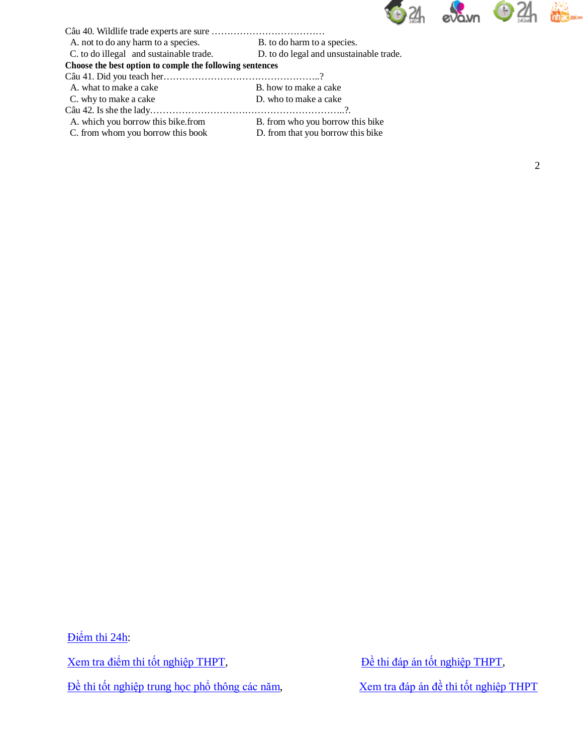Câu 40. Wildlife trade experts are sure ………………………………

A. not to do any harm to a species.  
B. to do harm to a species.  
C. to do illegal  and sustainable trade.  
D. to do legal and unsustainable trade.

**Choose the best option to comple the following sentences**

Câu 41. Did you teach her…………………………………………..?

A. what to make a cake  
B. how to make a cake  
C. why to make a cake  
D. who to make a cake

Câu 42. Is she the lady……………………………………………………..?.

A. which you borrow this bike.from  
B. from who you borrow this bike  
C. from whom you borrow this book  
D. from that you borrow this bike

Điểm thi 24h:

Xem tra điểm thi tốt nghiệp THPT, Đề thi đáp án tốt nghiệp THPT,

Đề thi tốt nghiệp trung học phổ thông các năm, Xem tra đáp án đề thi tốt nghiệp THPT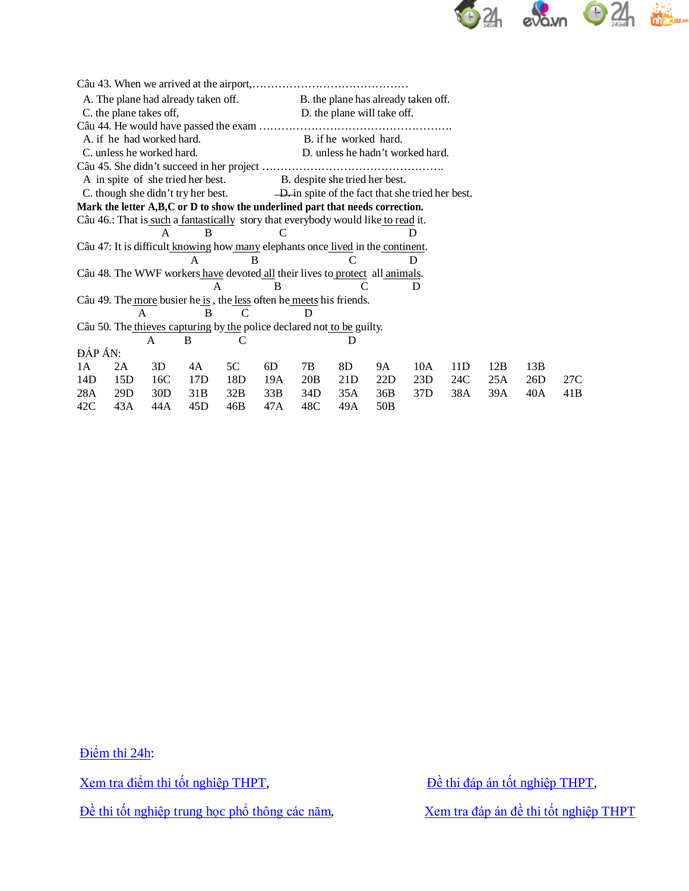Câu 43. When we arrived at the airport,……………………………………

A. The plane had already taken off. B. the plane has already taken off.
C. the plane takes off, D. the plane will take off.

Câu 44. He would have passed the exam ……………………………………………..

A. if he had worked hard. B. if he worked hard.
C. unless he worked hard. D. unless he hadn't worked hard.

Câu 45. She didn't succeed in her project …………………………………………..

A in spite of she tried her best. B. despite she tried her best.
C. though she didn't try her best. ~~D.~~ in spite of the fact that she tried her best.

**Mark the letter A,B,C or D to show the underlined part that needs correction.**

Câu 46.: That is <u>such</u> a <u>fantastically</u> story that everybody would like <u>to read</u> it.
A B C D

Câu 47: It is difficult <u>knowing</u> how <u>many</u> elephants once <u>lived</u> in the <u>continent</u>.
A B C D

Câu 48. The WWF workers <u>have</u> devoted <u>all</u> their lives to <u>protect</u> all <u>animals</u>.
A B C D

Câu 49. The <u>more</u> busier he <u>is</u> , the <u>less</u> often he <u>meets</u> his friends.
A B C D

Câu 50. The <u>thieves capturing</u> by <u>the</u> police declared not <u>to be</u> guilty.
A B C D

ĐÁP ÁN:

| | | | | | | | | | | | | | |
|---|---|---|---|---|---|---|---|---|---|---|---|---|---|
| 1A | 2A | 3D | 4A | 5C | 6D | 7B | 8D | 9A | 10A | 11D | 12B | 13B | |
| 14D | 15D | 16C | 17D | 18D | 19A | 20B | 21D | 22D | 23D | 24C | 25A | 26D | 27C |
| 28A | 29D | 30D | 31B | 32B | 33B | 34D | 35A | 36B | 37D | 38A | 39A | 40A | 41B |
| 42C | 43A | 44A | 45D | 46B | 47A | 48C | 49A | 50B | | | | | |

Điểm thi 24h:

Xem tra điểm thi tốt nghiệp THPT, Đề thi đáp án tốt nghiệp THPT,

Đề thi tốt nghiệp trung học phổ thông các năm, Xem tra đáp án đề thi tốt nghiệp THPT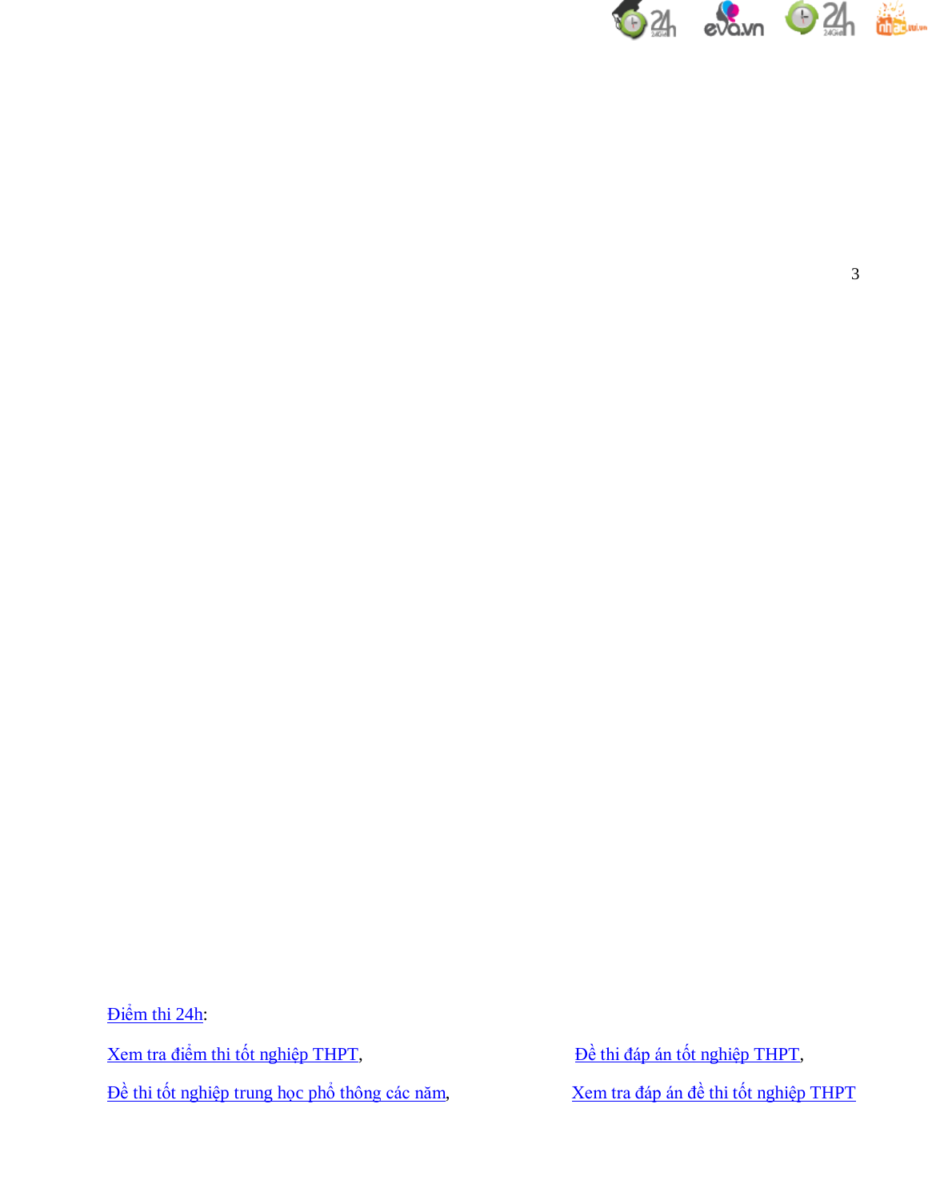Điểm thi 24h:

Xem tra điểm thi tốt nghiệp THPT, Đề thi đáp án tốt nghiệp THPT,

Đề thi tốt nghiệp trung học phổ thông các năm, Xem tra đáp án đề thi tốt nghiệp THPT